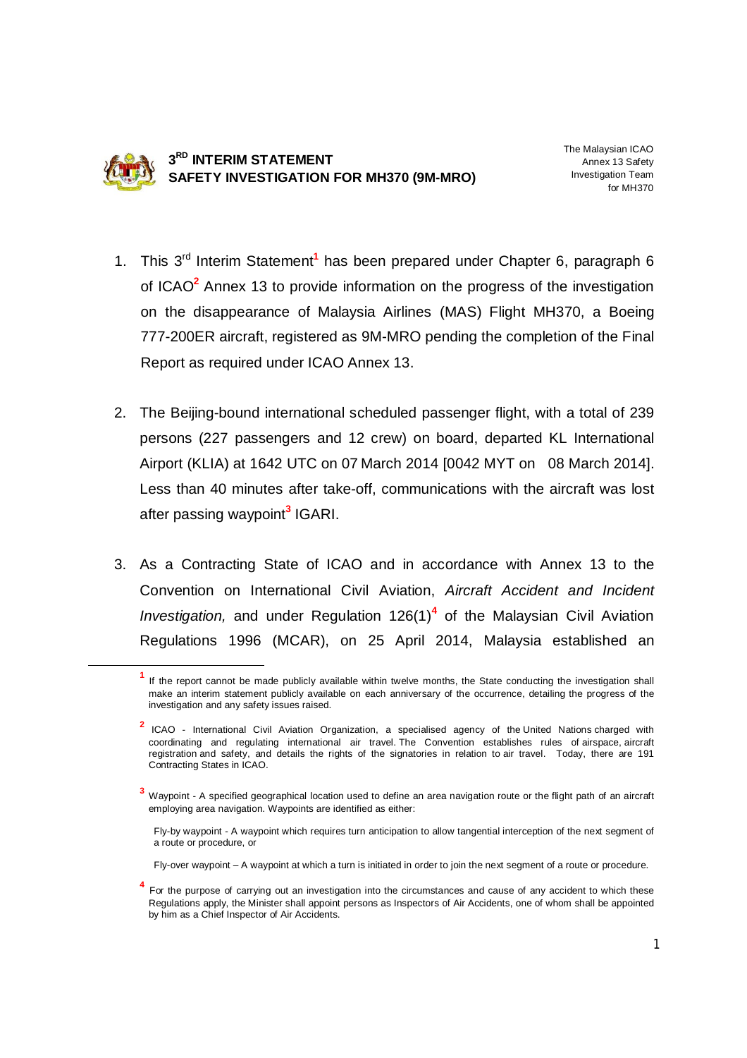# 3RD INTERIM STATEMENT SAFETY INVESTIGATION FOR MH370 (9M-MRO)

The Malaysian ICAO Annex 13 Safety Investigation Team for MH370

1. This 3rd Interim Statement[1] has been prepared under Chapter 6, paragraph 6 of ICAO[2] Annex 13 to provide information on the progress of the investigation on the disappearance of Malaysia Airlines (MAS) Flight MH370, a Boeing 777-200ER aircraft, registered as 9M-MRO pending the completion of the Final Report as required under ICAO Annex 13.

2. The Beijing-bound international scheduled passenger flight, with a total of 239 persons (227 passengers and 12 crew) on board, departed KL International Airport (KLIA) at 1642 UTC on 07 March 2014 [0042 MYT on 08 March 2014]. Less than 40 minutes after take-off, communications with the aircraft was lost after passing waypoint[3] IGARI.

3. As a Contracting State of ICAO and in accordance with Annex 13 to the Convention on International Civil Aviation, *Aircraft Accident and Incident Investigation,* and under Regulation 126(1)[4] of the Malaysian Civil Aviation Regulations 1996 (MCAR), on 25 April 2014, Malaysia established an

---

[1] If the report cannot be made publicly available within twelve months, the State conducting the investigation shall make an interim statement publicly available on each anniversary of the occurrence, detailing the progress of the investigation and any safety issues raised.

[2] ICAO - International Civil Aviation Organization, a specialised agency of the United Nations charged with coordinating and regulating international air travel. The Convention establishes rules of airspace, aircraft registration and safety, and details the rights of the signatories in relation to air travel. Today, there are 191 Contracting States in ICAO.

[3] Waypoint - A specified geographical location used to define an area navigation route or the flight path of an aircraft employing area navigation. Waypoints are identified as either:

Fly-by waypoint - A waypoint which requires turn anticipation to allow tangential interception of the next segment of a route or procedure, or

Fly-over waypoint – A waypoint at which a turn is initiated in order to join the next segment of a route or procedure.

[4] For the purpose of carrying out an investigation into the circumstances and cause of any accident to which these Regulations apply, the Minister shall appoint persons as Inspectors of Air Accidents, one of whom shall be appointed by him as a Chief Inspector of Air Accidents.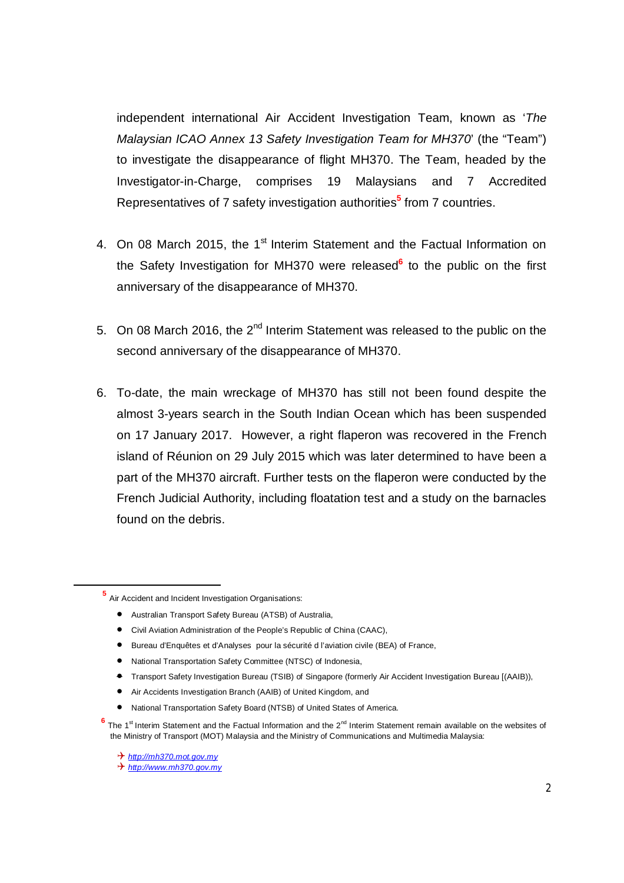independent international Air Accident Investigation Team, known as '*The Malaysian ICAO Annex 13 Safety Investigation Team for MH370*' (the "Team") to investigate the disappearance of flight MH370. The Team, headed by the Investigator-in-Charge, comprises 19 Malaysians and 7 Accredited Representatives of 7 safety investigation authorities[5] from 7 countries.

4. On 08 March 2015, the 1st Interim Statement and the Factual Information on the Safety Investigation for MH370 were released[6] to the public on the first anniversary of the disappearance of MH370.

5. On 08 March 2016, the 2nd Interim Statement was released to the public on the second anniversary of the disappearance of MH370.

6. To-date, the main wreckage of MH370 has still not been found despite the almost 3-years search in the South Indian Ocean which has been suspended on 17 January 2017. However, a right flaperon was recovered in the French island of Réunion on 29 July 2015 which was later determined to have been a part of the MH370 aircraft. Further tests on the flaperon were conducted by the French Judicial Authority, including floatation test and a study on the barnacles found on the debris.

---

[5] Air Accident and Incident Investigation Organisations:

- Australian Transport Safety Bureau (ATSB) of Australia,
- Civil Aviation Administration of the People's Republic of China (CAAC),
- Bureau d'Enquêtes et d'Analyses pour la sécurité d l'aviation civile (BEA) of France,
- National Transportation Safety Committee (NTSC) of Indonesia,
- Transport Safety Investigation Bureau (TSIB) of Singapore (formerly Air Accident Investigation Bureau [(AAIB)),
- Air Accidents Investigation Branch (AAIB) of United Kingdom, and
- National Transportation Safety Board (NTSB) of United States of America.

[6] The 1st Interim Statement and the Factual Information and the 2nd Interim Statement remain available on the websites of the Ministry of Transport (MOT) Malaysia and the Ministry of Communications and Multimedia Malaysia:

- http://mh370.mot.gov.my
- http://www.mh370.gov.my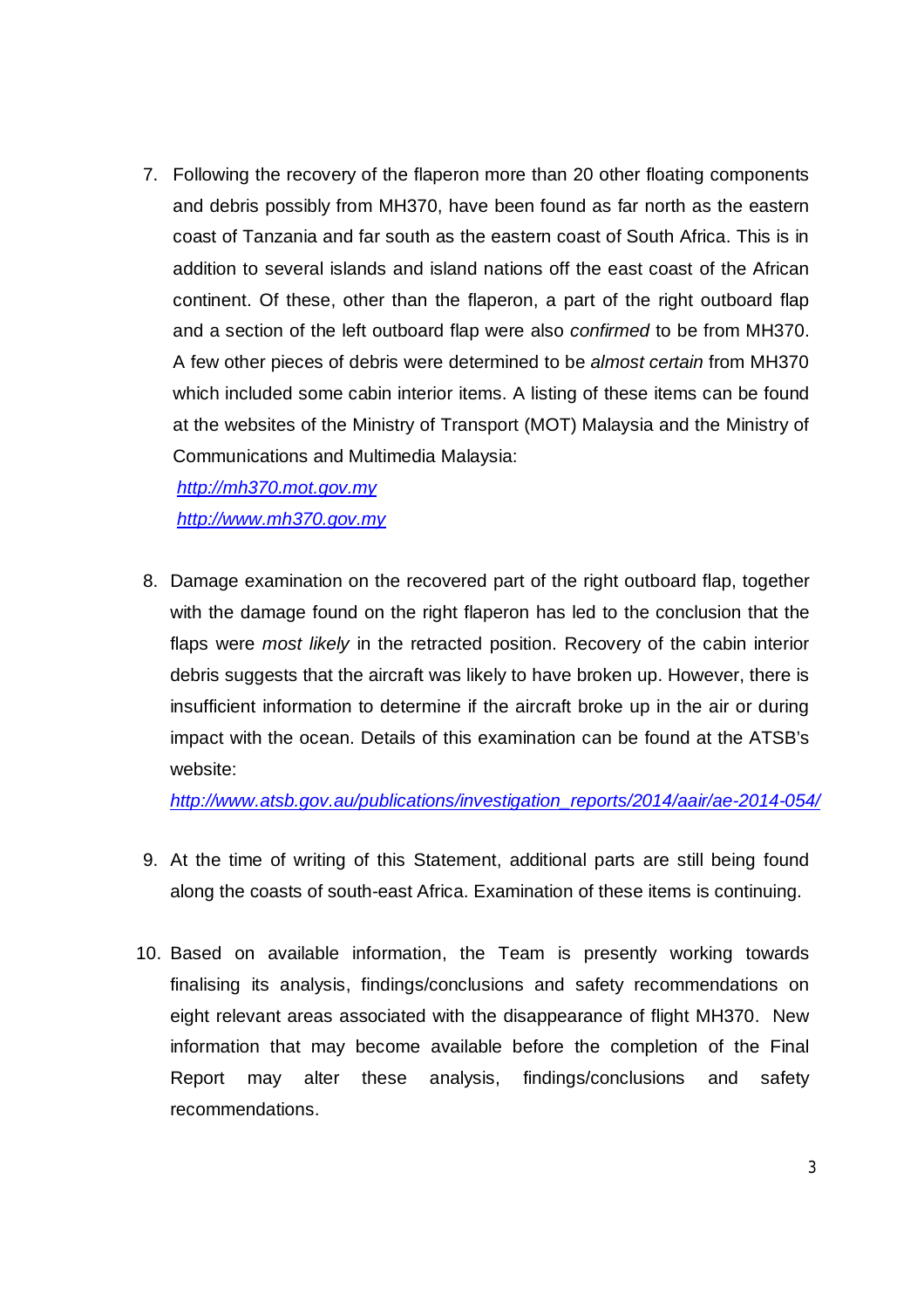7. Following the recovery of the flaperon more than 20 other floating components and debris possibly from MH370, have been found as far north as the eastern coast of Tanzania and far south as the eastern coast of South Africa. This is in addition to several islands and island nations off the east coast of the African continent. Of these, other than the flaperon, a part of the right outboard flap and a section of the left outboard flap were also *confirmed* to be from MH370. A few other pieces of debris were determined to be *almost certain* from MH370 which included some cabin interior items. A listing of these items can be found at the websites of the Ministry of Transport (MOT) Malaysia and the Ministry of Communications and Multimedia Malaysia:

   http://mh370.mot.gov.my
   http://www.mh370.gov.my

8. Damage examination on the recovered part of the right outboard flap, together with the damage found on the right flaperon has led to the conclusion that the flaps were *most likely* in the retracted position. Recovery of the cabin interior debris suggests that the aircraft was likely to have broken up. However, there is insufficient information to determine if the aircraft broke up in the air or during impact with the ocean. Details of this examination can be found at the ATSB's website:

   http://www.atsb.gov.au/publications/investigation_reports/2014/aair/ae-2014-054/

9. At the time of writing of this Statement, additional parts are still being found along the coasts of south-east Africa. Examination of these items is continuing.

10. Based on available information, the Team is presently working towards finalising its analysis, findings/conclusions and safety recommendations on eight relevant areas associated with the disappearance of flight MH370. New information that may become available before the completion of the Final Report may alter these analysis, findings/conclusions and safety recommendations.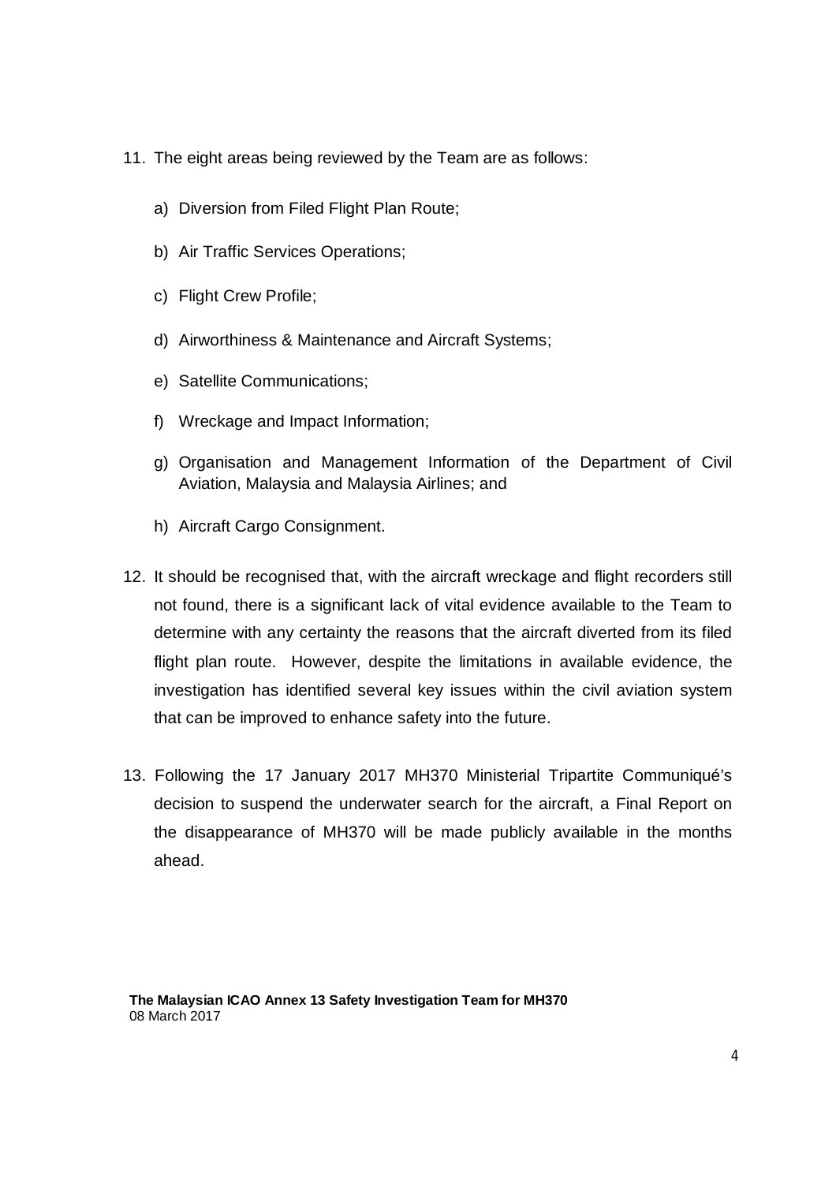11. The eight areas being reviewed by the Team are as follows:

    a) Diversion from Filed Flight Plan Route;

    b) Air Traffic Services Operations;

    c) Flight Crew Profile;

    d) Airworthiness & Maintenance and Aircraft Systems;

    e) Satellite Communications;

    f) Wreckage and Impact Information;

    g) Organisation and Management Information of the Department of Civil Aviation, Malaysia and Malaysia Airlines; and

    h) Aircraft Cargo Consignment.

12. It should be recognised that, with the aircraft wreckage and flight recorders still not found, there is a significant lack of vital evidence available to the Team to determine with any certainty the reasons that the aircraft diverted from its filed flight plan route. However, despite the limitations in available evidence, the investigation has identified several key issues within the civil aviation system that can be improved to enhance safety into the future.

13. Following the 17 January 2017 MH370 Ministerial Tripartite Communiqué's decision to suspend the underwater search for the aircraft, a Final Report on the disappearance of MH370 will be made publicly available in the months ahead.

**The Malaysian ICAO Annex 13 Safety Investigation Team for MH370**
08 March 2017